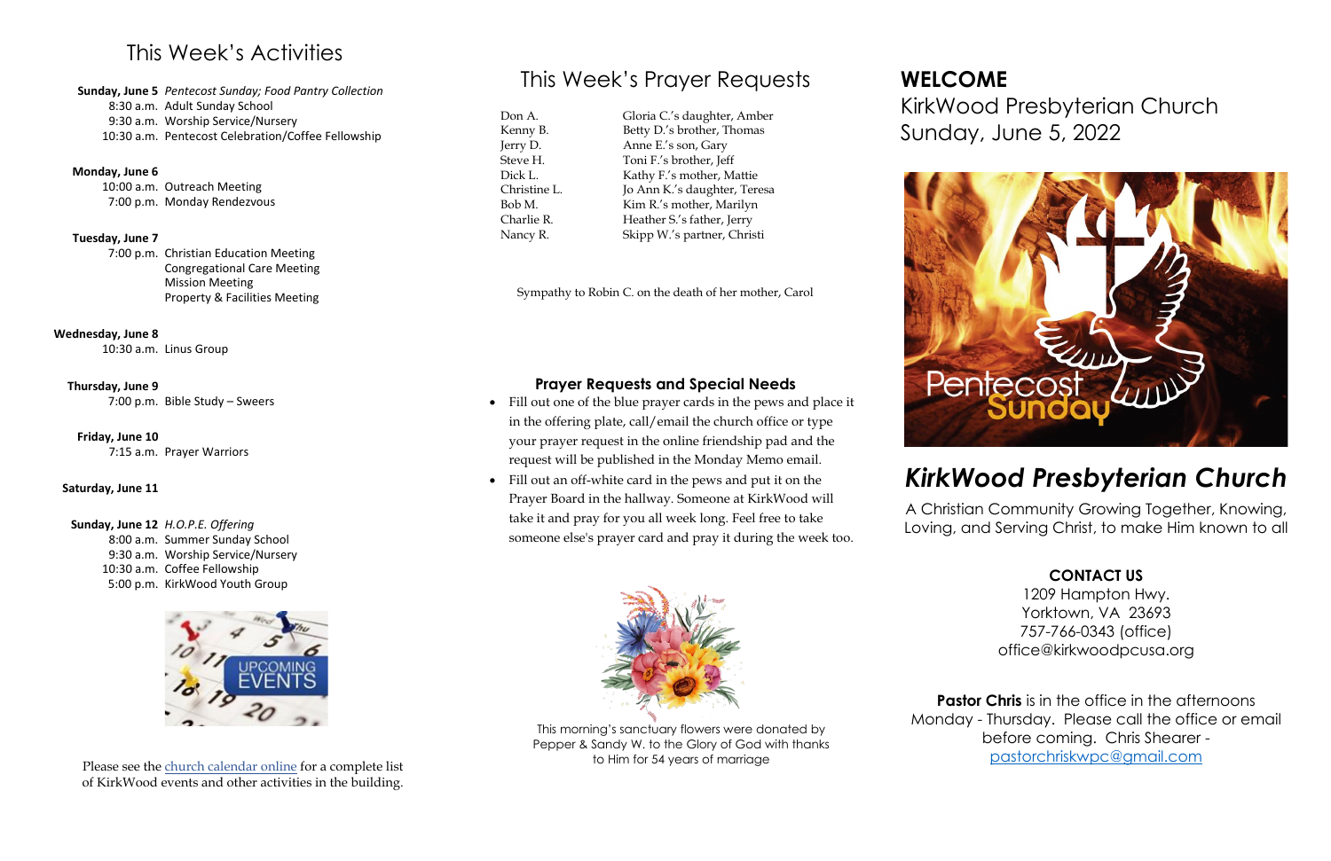# This Week's Activities

**Sunday, June 5** *Pentecost Sunday; Food Pantry Collection*
8:30 a.m. Adult Sunday School
9:30 a.m. Worship Service/Nursery
10:30 a.m. Pentecost Celebration/Coffee Fellowship

**Monday, June 6**
10:00 a.m. Outreach Meeting
7:00 p.m. Monday Rendezvous

**Tuesday, June 7**
7:00 p.m. Christian Education Meeting
Congregational Care Meeting
Mission Meeting
Property & Facilities Meeting

**Wednesday, June 8**
10:30 a.m. Linus Group

**Thursday, June 9**
7:00 p.m. Bible Study – Sweers

**Friday, June 10**
7:15 a.m. Prayer Warriors

**Saturday, June 11**

**Sunday, June 12** *H.O.P.E. Offering*
8:00 a.m. Summer Sunday School
9:30 a.m. Worship Service/Nursery
10:30 a.m. Coffee Fellowship
5:00 p.m. KirkWood Youth Group

Please see the church calendar online for a complete list of KirkWood events and other activities in the building.

# This Week's Prayer Requests

| | |
|---|---|
| Don A. | Gloria C.'s daughter, Amber |
| Kenny B. | Betty D.'s brother, Thomas |
| Jerry D. | Anne E.'s son, Gary |
| Steve H. | Toni F.'s brother, Jeff |
| Dick L. | Kathy F.'s mother, Mattie |
| Christine L. | Jo Ann K.'s daughter, Teresa |
| Bob M. | Kim R.'s mother, Marilyn |
| Charlie R. | Heather S.'s father, Jerry |
| Nancy R. | Skipp W.'s partner, Christi |

Sympathy to Robin C. on the death of her mother, Carol

### Prayer Requests and Special Needs

- Fill out one of the blue prayer cards in the pews and place it in the offering plate, call/email the church office or type your prayer request in the online friendship pad and the request will be published in the Monday Memo email.
- Fill out an off-white card in the pews and put it on the Prayer Board in the hallway. Someone at KirkWood will take it and pray for you all week long. Feel free to take someone else's prayer card and pray it during the week too.

This morning's sanctuary flowers were donated by Pepper & Sandy W. to the Glory of God with thanks to Him for 54 years of marriage

# WELCOME

KirkWood Presbyterian Church
Sunday, June 5, 2022

# *KirkWood Presbyterian Church*

A Christian Community Growing Together, Knowing, Loving, and Serving Christ, to make Him known to all

**CONTACT US**
1209 Hampton Hwy.
Yorktown, VA 23693
757-766-0343 (office)
office@kirkwoodpcusa.org

**Pastor Chris** is in the office in the afternoons Monday - Thursday. Please call the office or email before coming. Chris Shearer - pastorchriskwpc@gmail.com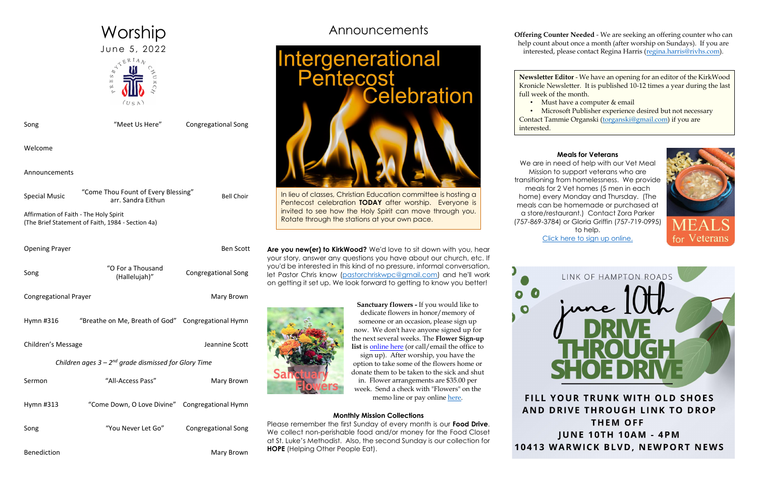# Worship

June 5, 2022

| | | |
|---|---|---|
| Song | "Meet Us Here" | Congregational Song |
| Welcome | | |
| Announcements | | |
| Special Music | "Come Thou Fount of Every Blessing" arr. Sandra Eithun | Bell Choir |
| Affirmation of Faith - The Holy Spirit (The Brief Statement of Faith, 1984 - Section 4a) | | |
| Opening Prayer | | Ben Scott |
| Song | "O For a Thousand (Hallelujah)" | Congregational Song |
| Congregational Prayer | | Mary Brown |
| Hymn #316 | "Breathe on Me, Breath of God" | Congregational Hymn |
| Children's Message | | Jeannine Scott |
| *Children ages 3 – 2nd grade dismissed for Glory Time* | | |
| Sermon | "All-Access Pass" | Mary Brown |
| Hymn #313 | "Come Down, O Love Divine" | Congregational Hymn |
| Song | "You Never Let Go" | Congregational Song |
| Benediction | | Mary Brown |

# Announcements

## Intergenerational Pentecost Celebration

In lieu of classes, Christian Education committee is hosting a Pentecost celebration **TODAY** after worship. Everyone is invited to see how the Holy Spirit can move through you. Rotate through the stations at your own pace.

**Are you new(er) to KirkWood?** We'd love to sit down with you, hear your story, answer any questions you have about our church, etc. If you'd be interested in this kind of no pressure, informal conversation, let Pastor Chris know (pastorchriskwpc@gmail.com) and he'll work on getting it set up. We look forward to getting to know you better!

**Sanctuary flowers -** If you would like to dedicate flowers in honor/memory of someone or an occasion, please sign up now. We don't have anyone signed up for the next several weeks. The **Flower Sign-up list** is online here (or call/email the office to sign up). After worship, you have the option to take some of the flowers home or donate them to be taken to the sick and shut in. Flower arrangements are $35.00 per week. Send a check with "Flowers" on the memo line or pay online here.

**Monthly Mission Collections**

Please remember the first Sunday of every month is our **Food Drive**. We collect non-perishable food and/or money for the Food Closet at St. Luke's Methodist. Also, the second Sunday is our collection for **HOPE** (Helping Other People Eat).

**Offering Counter Needed** - We are seeking an offering counter who can help count about once a month (after worship on Sundays). If you are interested, please contact Regina Harris (regina.harris@rivhs.com).

**Newsletter Editor** - We have an opening for an editor of the KirkWood Kronicle Newsletter. It is published 10-12 times a year during the last full week of the month.

- Must have a computer & email
- Microsoft Publisher experience desired but not necessary

Contact Tammie Organski (torganski@gmail.com) if you are interested.

**Meals for Veterans**

We are in need of help with our Vet Meal Mission to support veterans who are transitioning from homelessness. We provide meals for 2 Vet homes (5 men in each home) every Monday and Thursday. (The meals can be homemade or purchased at a store/restaurant.) Contact Zora Parker (757-869-3784) or Gloria Griffin (757-719-0995) to help.

Click here to sign up online.

MEALS for Veterans

LINK OF HAMPTON ROADS

june 10th

DRIVE THROUGH SHOE DRIVE

FILL YOUR TRUNK WITH OLD SHOES AND DRIVE THROUGH LINK TO DROP THEM OFF

JUNE 10TH 10AM - 4PM

10413 WARWICK BLVD, NEWPORT NEWS